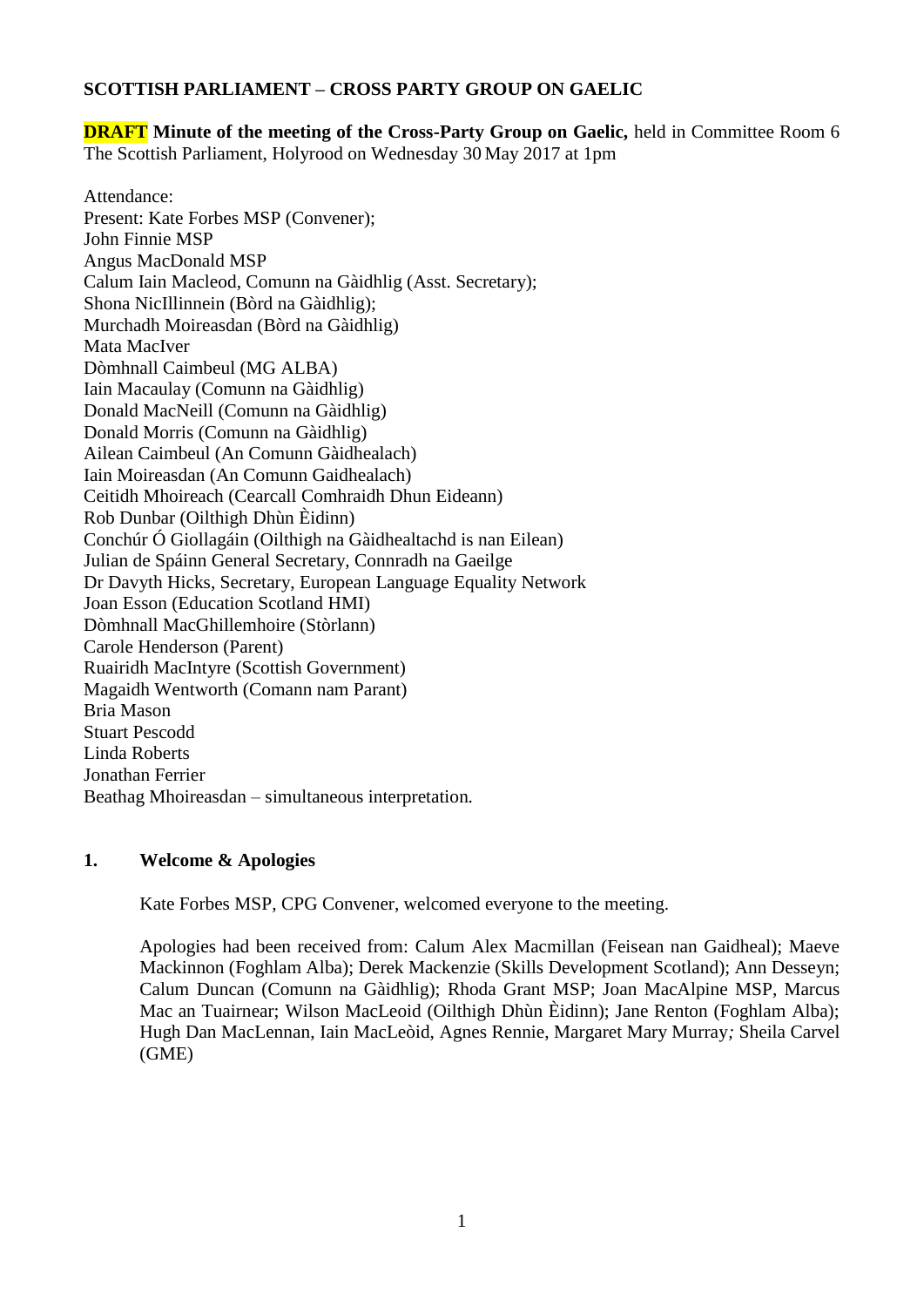# SCOTTISH PARLIAMENT – CROSS PARTY GROUP ON GAELIC

**DRAFT Minute of the meeting of the Cross-Party Group on Gaelic,** held in Committee Room 6 The Scottish Parliament, Holyrood on Wednesday 30 May 2017 at 1pm

Attendance:
Present: Kate Forbes MSP (Convener);
John Finnie MSP
Angus MacDonald MSP
Calum Iain Macleod, Comunn na Gàidhlig (Asst. Secretary);
Shona NicIllinnein (Bòrd na Gàidhlig);
Murchadh Moireasdan (Bòrd na Gàidhlig)
Mata MacIver
Dòmhnall Caimbeul (MG ALBA)
Iain Macaulay (Comunn na Gàidhlig)
Donald MacNeill (Comunn na Gàidhlig)
Donald Morris (Comunn na Gàidhlig)
Ailean Caimbeul (An Comunn Gàidhealach)
Iain Moireasdan (An Comunn Gaidhealach)
Ceitidh Mhoireach (Cearcall Comhraidh Dhun Eideann)
Rob Dunbar (Oilthigh Dhùn Èidinn)
Conchúr Ó Giollagáin (Oilthigh na Gàidhealtachd is nan Eilean)
Julian de Spáinn General Secretary, Connradh na Gaeilge
Dr Davyth Hicks, Secretary, European Language Equality Network
Joan Esson (Education Scotland HMI)
Dòmhnall MacGhillemhoire (Stòrlann)
Carole Henderson (Parent)
Ruairidh MacIntyre (Scottish Government)
Magaidh Wentworth (Comann nam Parant)
Bria Mason
Stuart Pescodd
Linda Roberts
Jonathan Ferrier
Beathag Mhoireasdan – simultaneous interpretation.

## 1. Welcome & Apologies

Kate Forbes MSP, CPG Convener, welcomed everyone to the meeting.

Apologies had been received from: Calum Alex Macmillan (Feisean nan Gaidheal); Maeve Mackinnon (Foghlam Alba); Derek Mackenzie (Skills Development Scotland); Ann Desseyn; Calum Duncan (Comunn na Gàidhlig); Rhoda Grant MSP; Joan MacAlpine MSP, Marcus Mac an Tuairnear; Wilson MacLeoid (Oilthigh Dhùn Èidinn); Jane Renton (Foghlam Alba); Hugh Dan MacLennan, Iain MacLeòid, Agnes Rennie, Margaret Mary Murray*;* Sheila Carvel (GME)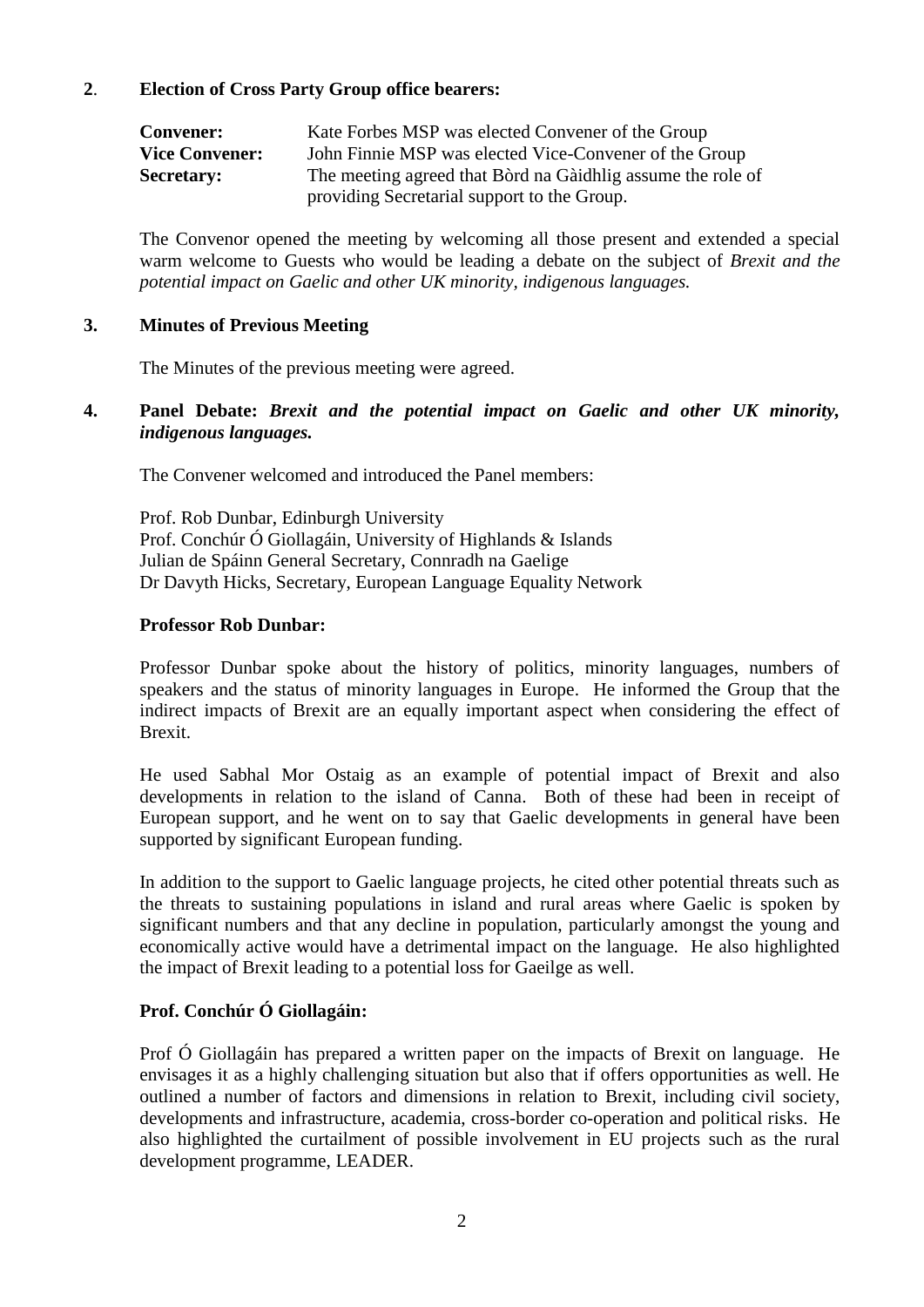**2**. **Election of Cross Party Group office bearers:**

| | |
|---|---|
| **Convener:** | Kate Forbes MSP was elected Convener of the Group |
| **Vice Convener:** | John Finnie MSP was elected Vice-Convener of the Group |
| **Secretary:** | The meeting agreed that Bòrd na Gàidhlig assume the role of providing Secretarial support to the Group. |

The Convenor opened the meeting by welcoming all those present and extended a special warm welcome to Guests who would be leading a debate on the subject of *Brexit and the potential impact on Gaelic and other UK minority, indigenous languages.*

**3. Minutes of Previous Meeting**

The Minutes of the previous meeting were agreed.

**4. Panel Debate:** ***Brexit and the potential impact on Gaelic and other UK minority, indigenous languages.***

The Convener welcomed and introduced the Panel members:

Prof. Rob Dunbar, Edinburgh University
Prof. Conchúr Ó Giollagáin, University of Highlands & Islands
Julian de Spáinn General Secretary, Connradh na Gaelige
Dr Davyth Hicks, Secretary, European Language Equality Network

**Professor Rob Dunbar:**

Professor Dunbar spoke about the history of politics, minority languages, numbers of speakers and the status of minority languages in Europe. He informed the Group that the indirect impacts of Brexit are an equally important aspect when considering the effect of Brexit.

He used Sabhal Mor Ostaig as an example of potential impact of Brexit and also developments in relation to the island of Canna. Both of these had been in receipt of European support, and he went on to say that Gaelic developments in general have been supported by significant European funding.

In addition to the support to Gaelic language projects, he cited other potential threats such as the threats to sustaining populations in island and rural areas where Gaelic is spoken by significant numbers and that any decline in population, particularly amongst the young and economically active would have a detrimental impact on the language. He also highlighted the impact of Brexit leading to a potential loss for Gaeilge as well.

**Prof. Conchúr Ó Giollagáin:**

Prof Ó Giollagáin has prepared a written paper on the impacts of Brexit on language. He envisages it as a highly challenging situation but also that if offers opportunities as well. He outlined a number of factors and dimensions in relation to Brexit, including civil society, developments and infrastructure, academia, cross-border co-operation and political risks. He also highlighted the curtailment of possible involvement in EU projects such as the rural development programme, LEADER.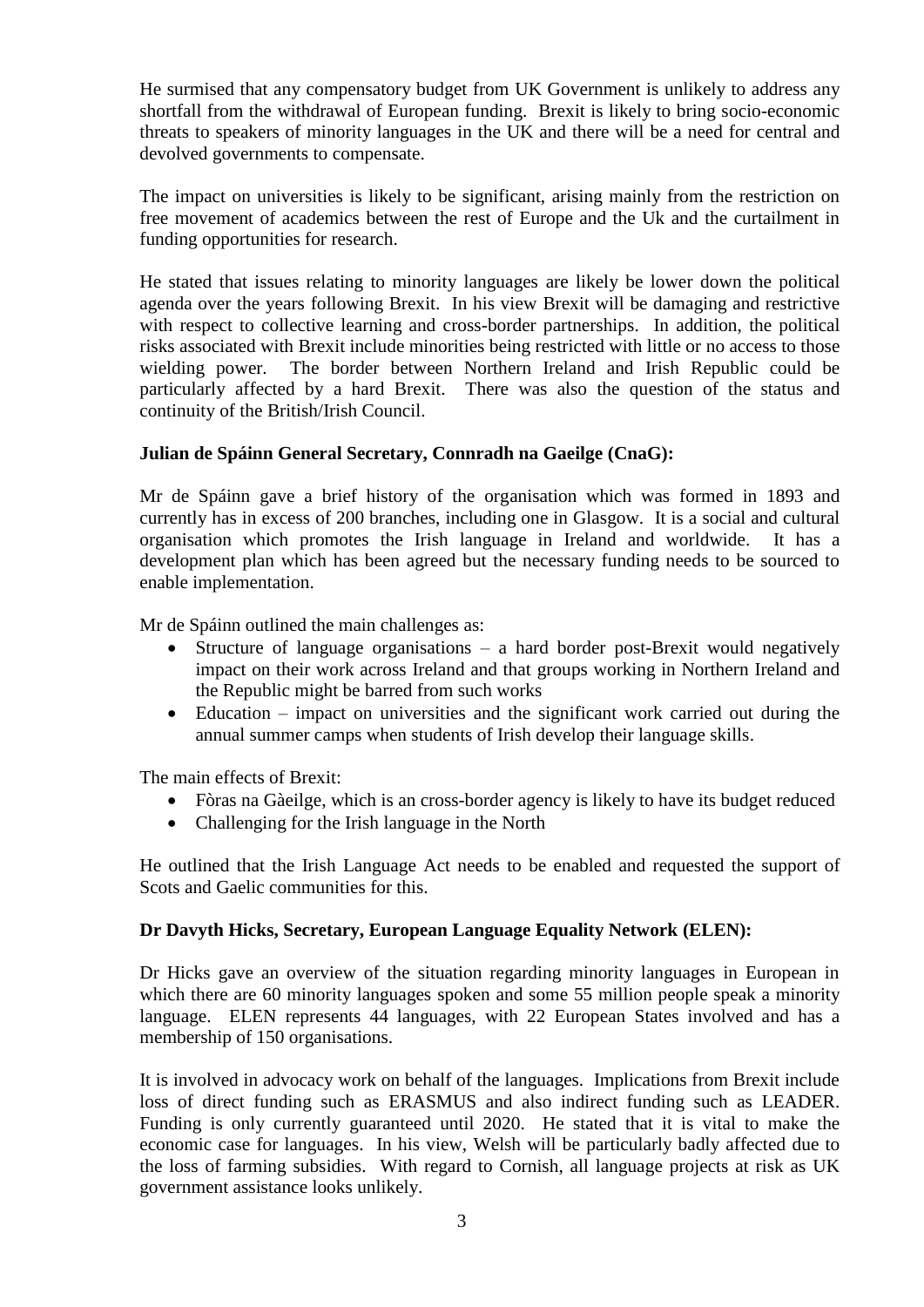He surmised that any compensatory budget from UK Government is unlikely to address any shortfall from the withdrawal of European funding. Brexit is likely to bring socio-economic threats to speakers of minority languages in the UK and there will be a need for central and devolved governments to compensate.

The impact on universities is likely to be significant, arising mainly from the restriction on free movement of academics between the rest of Europe and the Uk and the curtailment in funding opportunities for research.

He stated that issues relating to minority languages are likely be lower down the political agenda over the years following Brexit. In his view Brexit will be damaging and restrictive with respect to collective learning and cross-border partnerships. In addition, the political risks associated with Brexit include minorities being restricted with little or no access to those wielding power. The border between Northern Ireland and Irish Republic could be particularly affected by a hard Brexit. There was also the question of the status and continuity of the British/Irish Council.

**Julian de Spáinn General Secretary, Connradh na Gaeilge (CnaG):**

Mr de Spáinn gave a brief history of the organisation which was formed in 1893 and currently has in excess of 200 branches, including one in Glasgow. It is a social and cultural organisation which promotes the Irish language in Ireland and worldwide. It has a development plan which has been agreed but the necessary funding needs to be sourced to enable implementation.

Mr de Spáinn outlined the main challenges as:

- Structure of language organisations – a hard border post-Brexit would negatively impact on their work across Ireland and that groups working in Northern Ireland and the Republic might be barred from such works
- Education – impact on universities and the significant work carried out during the annual summer camps when students of Irish develop their language skills.

The main effects of Brexit:

- Fòras na Gàeilge, which is an cross-border agency is likely to have its budget reduced
- Challenging for the Irish language in the North

He outlined that the Irish Language Act needs to be enabled and requested the support of Scots and Gaelic communities for this.

**Dr Davyth Hicks, Secretary, European Language Equality Network (ELEN):**

Dr Hicks gave an overview of the situation regarding minority languages in European in which there are 60 minority languages spoken and some 55 million people speak a minority language. ELEN represents 44 languages, with 22 European States involved and has a membership of 150 organisations.

It is involved in advocacy work on behalf of the languages. Implications from Brexit include loss of direct funding such as ERASMUS and also indirect funding such as LEADER. Funding is only currently guaranteed until 2020. He stated that it is vital to make the economic case for languages. In his view, Welsh will be particularly badly affected due to the loss of farming subsidies. With regard to Cornish, all language projects at risk as UK government assistance looks unlikely.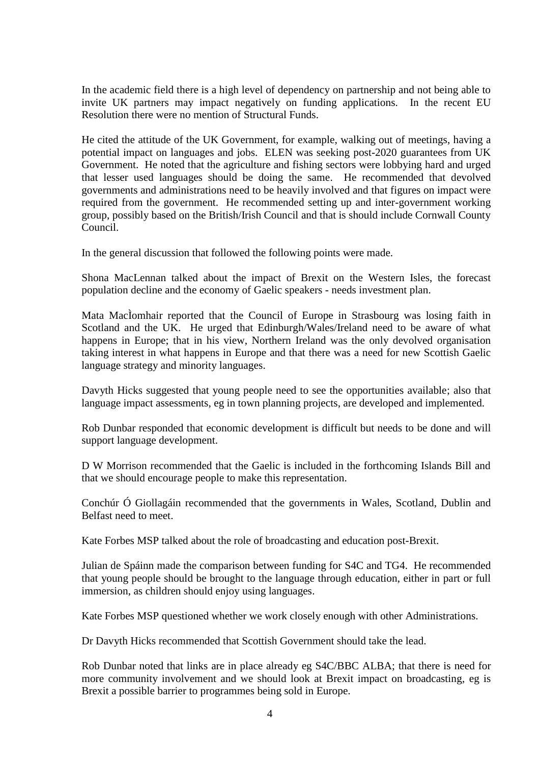In the academic field there is a high level of dependency on partnership and not being able to invite UK partners may impact negatively on funding applications. In the recent EU Resolution there were no mention of Structural Funds.

He cited the attitude of the UK Government, for example, walking out of meetings, having a potential impact on languages and jobs. ELEN was seeking post-2020 guarantees from UK Government. He noted that the agriculture and fishing sectors were lobbying hard and urged that lesser used languages should be doing the same. He recommended that devolved governments and administrations need to be heavily involved and that figures on impact were required from the government. He recommended setting up and inter-government working group, possibly based on the British/Irish Council and that is should include Cornwall County Council.

In the general discussion that followed the following points were made.

Shona MacLennan talked about the impact of Brexit on the Western Isles, the forecast population decline and the economy of Gaelic speakers - needs investment plan.

Mata MacÌomhair reported that the Council of Europe in Strasbourg was losing faith in Scotland and the UK. He urged that Edinburgh/Wales/Ireland need to be aware of what happens in Europe; that in his view, Northern Ireland was the only devolved organisation taking interest in what happens in Europe and that there was a need for new Scottish Gaelic language strategy and minority languages.

Davyth Hicks suggested that young people need to see the opportunities available; also that language impact assessments, eg in town planning projects, are developed and implemented.

Rob Dunbar responded that economic development is difficult but needs to be done and will support language development.

D W Morrison recommended that the Gaelic is included in the forthcoming Islands Bill and that we should encourage people to make this representation.

Conchúr Ó Giollagáin recommended that the governments in Wales, Scotland, Dublin and Belfast need to meet.

Kate Forbes MSP talked about the role of broadcasting and education post-Brexit.

Julian de Spáinn made the comparison between funding for S4C and TG4. He recommended that young people should be brought to the language through education, either in part or full immersion, as children should enjoy using languages.

Kate Forbes MSP questioned whether we work closely enough with other Administrations.

Dr Davyth Hicks recommended that Scottish Government should take the lead.

Rob Dunbar noted that links are in place already eg S4C/BBC ALBA; that there is need for more community involvement and we should look at Brexit impact on broadcasting, eg is Brexit a possible barrier to programmes being sold in Europe.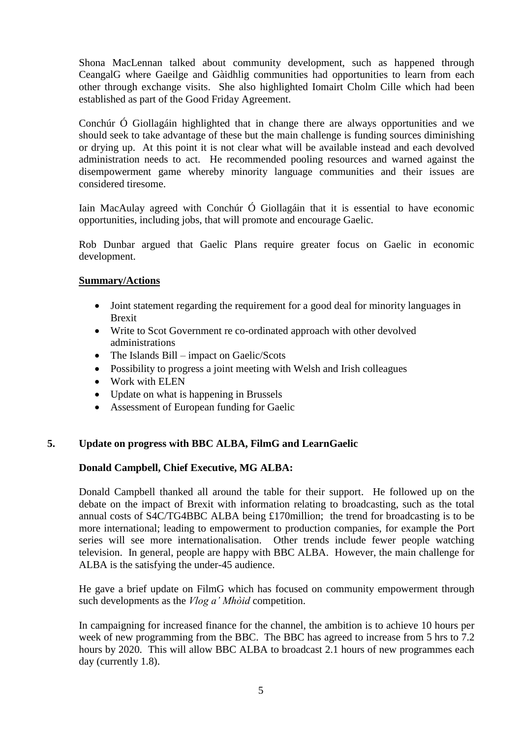Shona MacLennan talked about community development, such as happened through CeangalG where Gaeilge and Gàidhlig communities had opportunities to learn from each other through exchange visits. She also highlighted Iomairt Cholm Cille which had been established as part of the Good Friday Agreement.

Conchúr Ó Giollagáin highlighted that in change there are always opportunities and we should seek to take advantage of these but the main challenge is funding sources diminishing or drying up. At this point it is not clear what will be available instead and each devolved administration needs to act. He recommended pooling resources and warned against the disempowerment game whereby minority language communities and their issues are considered tiresome.

Iain MacAulay agreed with Conchúr Ó Giollagáin that it is essential to have economic opportunities, including jobs, that will promote and encourage Gaelic.

Rob Dunbar argued that Gaelic Plans require greater focus on Gaelic in economic development.

**Summary/Actions**

- Joint statement regarding the requirement for a good deal for minority languages in Brexit
- Write to Scot Government re co-ordinated approach with other devolved administrations
- The Islands Bill – impact on Gaelic/Scots
- Possibility to progress a joint meeting with Welsh and Irish colleagues
- Work with ELEN
- Update on what is happening in Brussels
- Assessment of European funding for Gaelic

## 5. Update on progress with BBC ALBA, FilmG and LearnGaelic

**Donald Campbell, Chief Executive, MG ALBA:**

Donald Campbell thanked all around the table for their support. He followed up on the debate on the impact of Brexit with information relating to broadcasting, such as the total annual costs of S4C/TG4BBC ALBA being £170million; the trend for broadcasting is to be more international; leading to empowerment to production companies, for example the Port series will see more internationalisation. Other trends include fewer people watching television. In general, people are happy with BBC ALBA. However, the main challenge for ALBA is the satisfying the under-45 audience.

He gave a brief update on FilmG which has focused on community empowerment through such developments as the *Vlog a' Mhòid* competition.

In campaigning for increased finance for the channel, the ambition is to achieve 10 hours per week of new programming from the BBC. The BBC has agreed to increase from 5 hrs to 7.2 hours by 2020. This will allow BBC ALBA to broadcast 2.1 hours of new programmes each day (currently 1.8).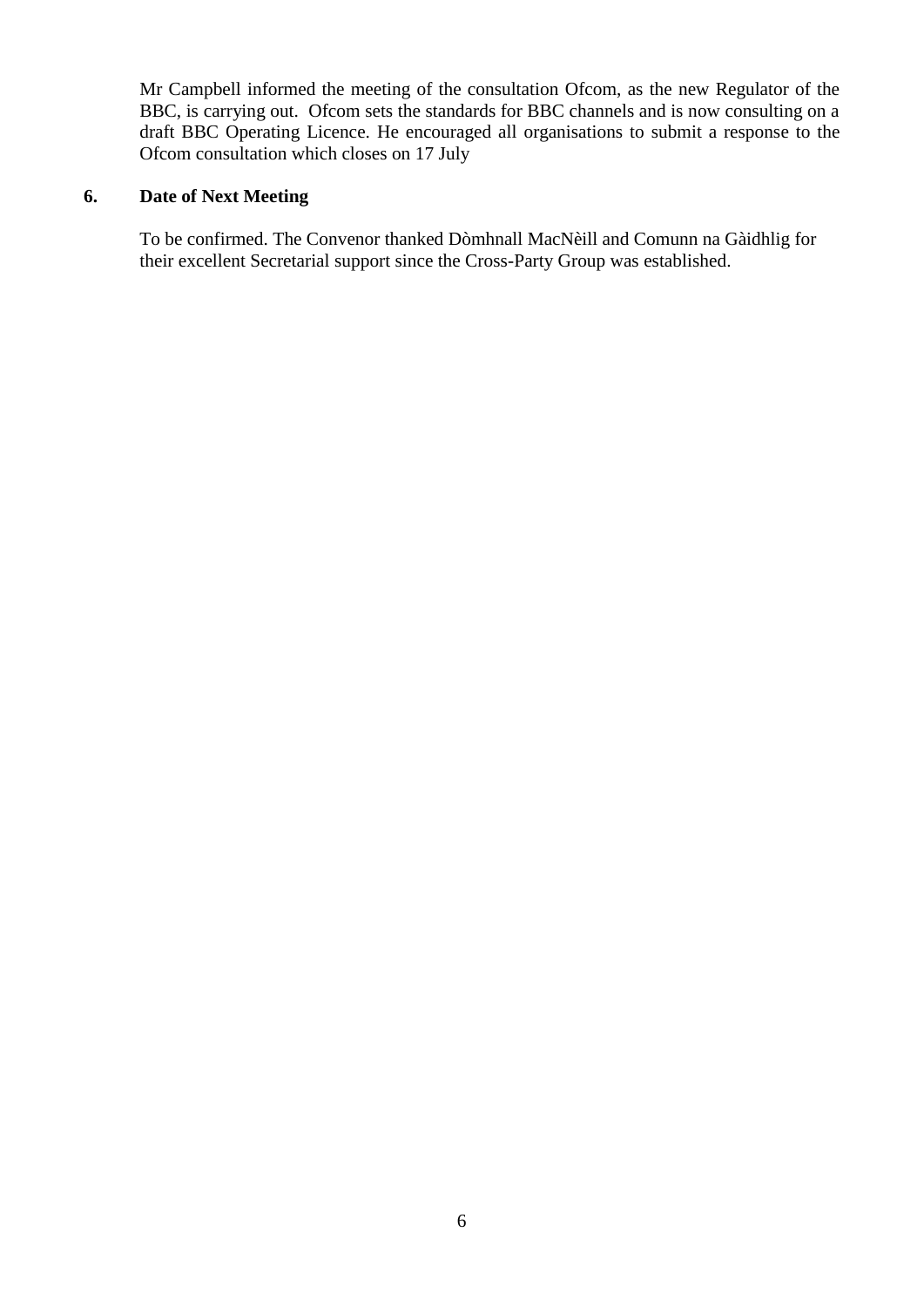Mr Campbell informed the meeting of the consultation Ofcom, as the new Regulator of the BBC, is carrying out. Ofcom sets the standards for BBC channels and is now consulting on a draft BBC Operating Licence. He encouraged all organisations to submit a response to the Ofcom consultation which closes on 17 July

## 6. Date of Next Meeting

To be confirmed. The Convenor thanked Dòmhnall MacNèill and Comunn na Gàidhlig for their excellent Secretarial support since the Cross-Party Group was established.